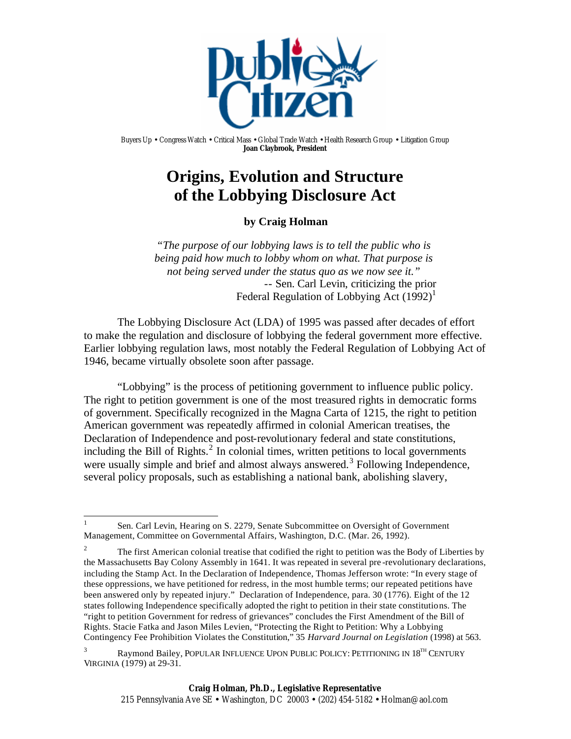Buyers Up • Congress Watch • Critical Mass • Global Trade Watch • Health Research Group • Litigation Group
**Joan Claybrook, President**

# Origins, Evolution and Structure of the Lobbying Disclosure Act

**by Craig Holman**

*"The purpose of our lobbying laws is to tell the public who is being paid how much to lobby whom on what. That purpose is not being served under the status quo as we now see it."*
-- Sen. Carl Levin, criticizing the prior Federal Regulation of Lobbying Act (1992)[1]

The Lobbying Disclosure Act (LDA) of 1995 was passed after decades of effort to make the regulation and disclosure of lobbying the federal government more effective. Earlier lobbying regulation laws, most notably the Federal Regulation of Lobbying Act of 1946, became virtually obsolete soon after passage.

"Lobbying" is the process of petitioning government to influence public policy. The right to petition government is one of the most treasured rights in democratic forms of government. Specifically recognized in the Magna Carta of 1215, the right to petition American government was repeatedly affirmed in colonial American treatises, the Declaration of Independence and post-revolutionary federal and state constitutions, including the Bill of Rights.[2] In colonial times, written petitions to local governments were usually simple and brief and almost always answered.[3] Following Independence, several policy proposals, such as establishing a national bank, abolishing slavery,

---

[1] Sen. Carl Levin, Hearing on S. 2279, Senate Subcommittee on Oversight of Government Management, Committee on Governmental Affairs, Washington, D.C. (Mar. 26, 1992).

[2] The first American colonial treatise that codified the right to petition was the Body of Liberties by the Massachusetts Bay Colony Assembly in 1641. It was repeated in several pre-revolutionary declarations, including the Stamp Act. In the Declaration of Independence, Thomas Jefferson wrote: "In every stage of these oppressions, we have petitioned for redress, in the most humble terms; our repeated petitions have been answered only by repeated injury." Declaration of Independence, para. 30 (1776). Eight of the 12 states following Independence specifically adopted the right to petition in their state constitutions. The "right to petition Government for redress of grievances" concludes the First Amendment of the Bill of Rights. Stacie Fatka and Jason Miles Levien, "Protecting the Right to Petition: Why a Lobbying Contingency Fee Prohibition Violates the Constitution," 35 *Harvard Journal on Legislation* (1998) at 563.

[3] Raymond Bailey, POPULAR INFLUENCE UPON PUBLIC POLICY: PETITIONING IN 18TH CENTURY VIRGINIA (1979) at 29-31.

**Craig Holman, Ph.D., Legislative Representative**
215 Pennsylvania Ave SE • Washington, DC 20003 • (202) 454-5182 • Holman@aol.com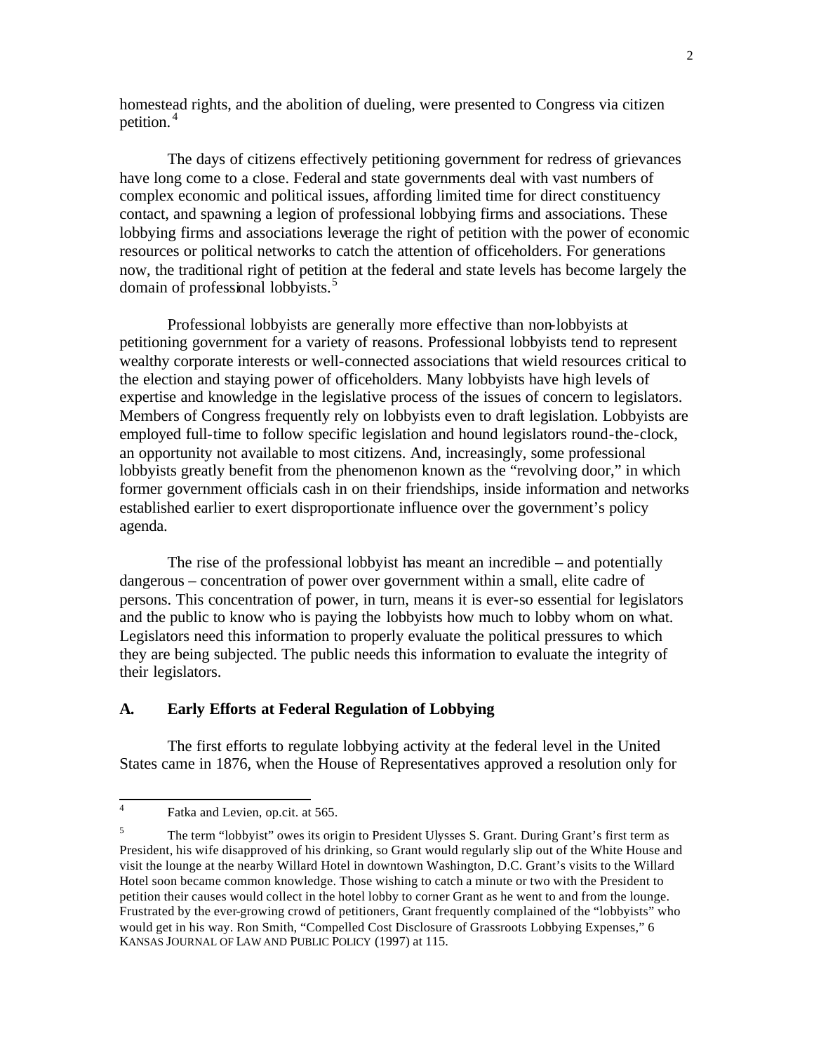homestead rights, and the abolition of dueling, were presented to Congress via citizen petition.[4]

The days of citizens effectively petitioning government for redress of grievances have long come to a close. Federal and state governments deal with vast numbers of complex economic and political issues, affording limited time for direct constituency contact, and spawning a legion of professional lobbying firms and associations. These lobbying firms and associations leverage the right of petition with the power of economic resources or political networks to catch the attention of officeholders. For generations now, the traditional right of petition at the federal and state levels has become largely the domain of professional lobbyists.[5]

Professional lobbyists are generally more effective than non-lobbyists at petitioning government for a variety of reasons. Professional lobbyists tend to represent wealthy corporate interests or well-connected associations that wield resources critical to the election and staying power of officeholders. Many lobbyists have high levels of expertise and knowledge in the legislative process of the issues of concern to legislators. Members of Congress frequently rely on lobbyists even to draft legislation. Lobbyists are employed full-time to follow specific legislation and hound legislators round-the-clock, an opportunity not available to most citizens. And, increasingly, some professional lobbyists greatly benefit from the phenomenon known as the "revolving door," in which former government officials cash in on their friendships, inside information and networks established earlier to exert disproportionate influence over the government's policy agenda.

The rise of the professional lobbyist has meant an incredible – and potentially dangerous – concentration of power over government within a small, elite cadre of persons. This concentration of power, in turn, means it is ever-so essential for legislators and the public to know who is paying the lobbyists how much to lobby whom on what. Legislators need this information to properly evaluate the political pressures to which they are being subjected. The public needs this information to evaluate the integrity of their legislators.

## A. Early Efforts at Federal Regulation of Lobbying

The first efforts to regulate lobbying activity at the federal level in the United States came in 1876, when the House of Representatives approved a resolution only for

---

[4] Fatka and Levien, op.cit. at 565.

[5] The term "lobbyist" owes its origin to President Ulysses S. Grant. During Grant's first term as President, his wife disapproved of his drinking, so Grant would regularly slip out of the White House and visit the lounge at the nearby Willard Hotel in downtown Washington, D.C. Grant's visits to the Willard Hotel soon became common knowledge. Those wishing to catch a minute or two with the President to petition their causes would collect in the hotel lobby to corner Grant as he went to and from the lounge. Frustrated by the ever-growing crowd of petitioners, Grant frequently complained of the "lobbyists" who would get in his way. Ron Smith, "Compelled Cost Disclosure of Grassroots Lobbying Expenses," 6 KANSAS JOURNAL OF LAW AND PUBLIC POLICY (1997) at 115.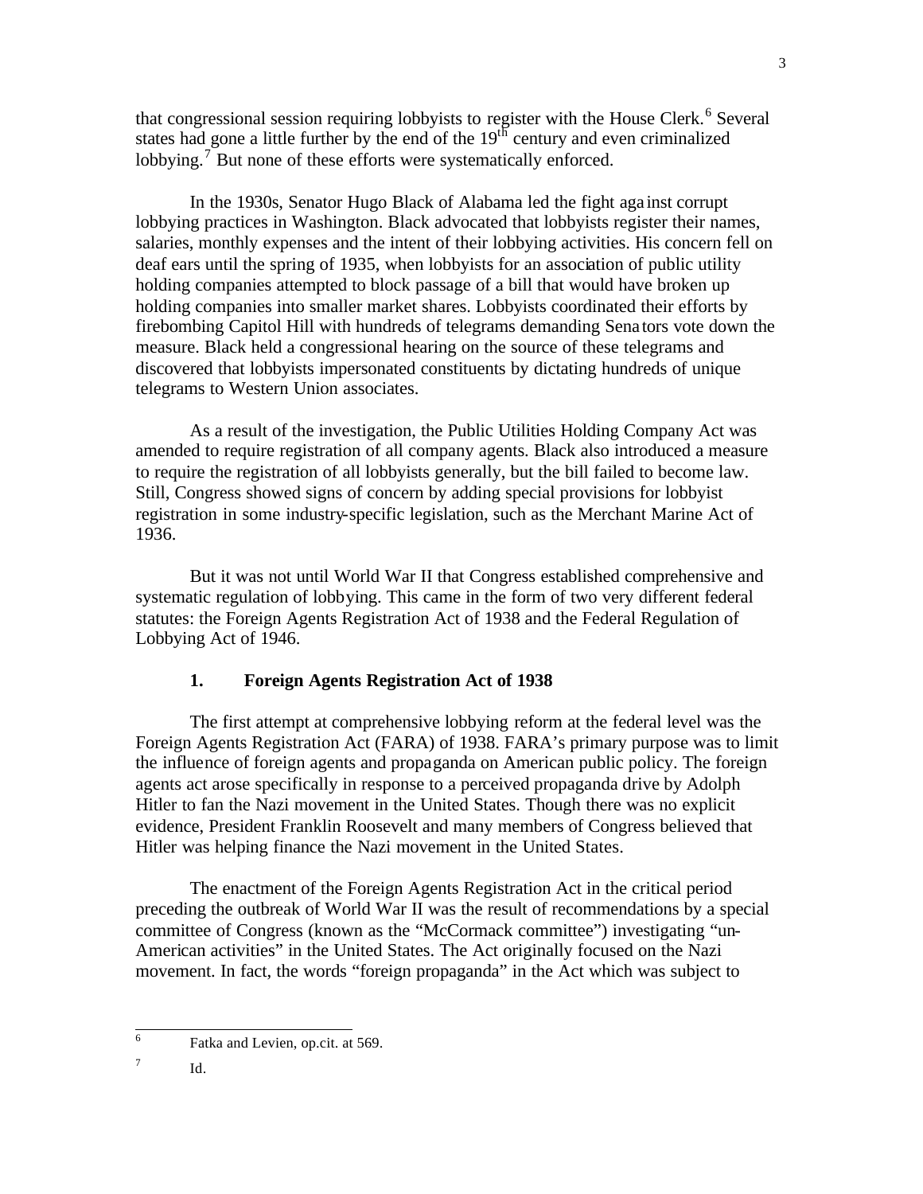that congressional session requiring lobbyists to register with the House Clerk.[6] Several states had gone a little further by the end of the $19^{th}$ century and even criminalized lobbying.[7] But none of these efforts were systematically enforced.

In the 1930s, Senator Hugo Black of Alabama led the fight against corrupt lobbying practices in Washington. Black advocated that lobbyists register their names, salaries, monthly expenses and the intent of their lobbying activities. His concern fell on deaf ears until the spring of 1935, when lobbyists for an association of public utility holding companies attempted to block passage of a bill that would have broken up holding companies into smaller market shares. Lobbyists coordinated their efforts by firebombing Capitol Hill with hundreds of telegrams demanding Senators vote down the measure. Black held a congressional hearing on the source of these telegrams and discovered that lobbyists impersonated constituents by dictating hundreds of unique telegrams to Western Union associates.

As a result of the investigation, the Public Utilities Holding Company Act was amended to require registration of all company agents. Black also introduced a measure to require the registration of all lobbyists generally, but the bill failed to become law. Still, Congress showed signs of concern by adding special provisions for lobbyist registration in some industry-specific legislation, such as the Merchant Marine Act of 1936.

But it was not until World War II that Congress established comprehensive and systematic regulation of lobbying. This came in the form of two very different federal statutes: the Foreign Agents Registration Act of 1938 and the Federal Regulation of Lobbying Act of 1946.

### 1. Foreign Agents Registration Act of 1938

The first attempt at comprehensive lobbying reform at the federal level was the Foreign Agents Registration Act (FARA) of 1938. FARA's primary purpose was to limit the influence of foreign agents and propaganda on American public policy. The foreign agents act arose specifically in response to a perceived propaganda drive by Adolph Hitler to fan the Nazi movement in the United States. Though there was no explicit evidence, President Franklin Roosevelt and many members of Congress believed that Hitler was helping finance the Nazi movement in the United States.

The enactment of the Foreign Agents Registration Act in the critical period preceding the outbreak of World War II was the result of recommendations by a special committee of Congress (known as the "McCormack committee") investigating "un-American activities" in the United States. The Act originally focused on the Nazi movement. In fact, the words "foreign propaganda" in the Act which was subject to

---

[6] Fatka and Levien, op.cit. at 569.

[7] Id.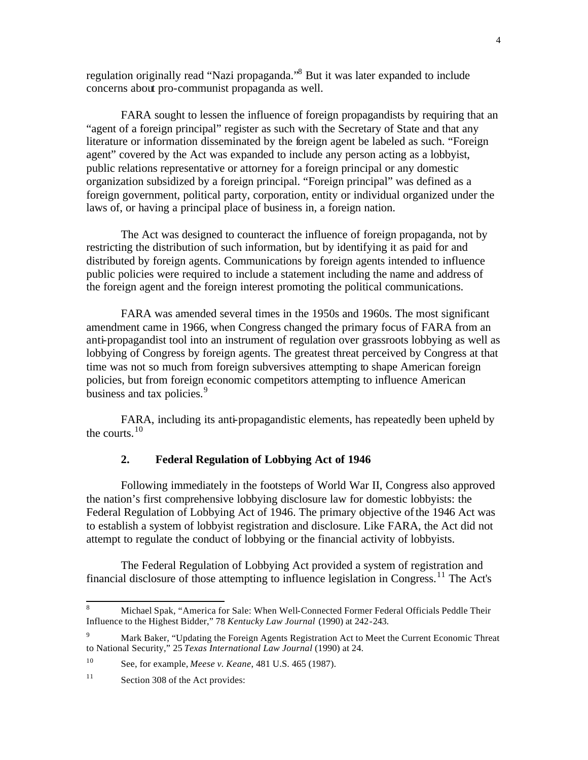regulation originally read "Nazi propaganda."[8] But it was later expanded to include concerns about pro-communist propaganda as well.

FARA sought to lessen the influence of foreign propagandists by requiring that an "agent of a foreign principal" register as such with the Secretary of State and that any literature or information disseminated by the foreign agent be labeled as such. "Foreign agent" covered by the Act was expanded to include any person acting as a lobbyist, public relations representative or attorney for a foreign principal or any domestic organization subsidized by a foreign principal. "Foreign principal" was defined as a foreign government, political party, corporation, entity or individual organized under the laws of, or having a principal place of business in, a foreign nation.

The Act was designed to counteract the influence of foreign propaganda, not by restricting the distribution of such information, but by identifying it as paid for and distributed by foreign agents. Communications by foreign agents intended to influence public policies were required to include a statement including the name and address of the foreign agent and the foreign interest promoting the political communications.

FARA was amended several times in the 1950s and 1960s. The most significant amendment came in 1966, when Congress changed the primary focus of FARA from an anti-propagandist tool into an instrument of regulation over grassroots lobbying as well as lobbying of Congress by foreign agents. The greatest threat perceived by Congress at that time was not so much from foreign subversives attempting to shape American foreign policies, but from foreign economic competitors attempting to influence American business and tax policies.[9]

FARA, including its anti-propagandistic elements, has repeatedly been upheld by the courts.[10]

### 2. Federal Regulation of Lobbying Act of 1946

Following immediately in the footsteps of World War II, Congress also approved the nation's first comprehensive lobbying disclosure law for domestic lobbyists: the Federal Regulation of Lobbying Act of 1946. The primary objective of the 1946 Act was to establish a system of lobbyist registration and disclosure. Like FARA, the Act did not attempt to regulate the conduct of lobbying or the financial activity of lobbyists.

The Federal Regulation of Lobbying Act provided a system of registration and financial disclosure of those attempting to influence legislation in Congress.[11] The Act's

---

[8] Michael Spak, "America for Sale: When Well-Connected Former Federal Officials Peddle Their Influence to the Highest Bidder," 78 *Kentucky Law Journal* (1990) at 242-243.

[9] Mark Baker, "Updating the Foreign Agents Registration Act to Meet the Current Economic Threat to National Security," 25 *Texas International Law Journal* (1990) at 24.

[10] See, for example, *Meese v. Keane*, 481 U.S. 465 (1987).

[11] Section 308 of the Act provides: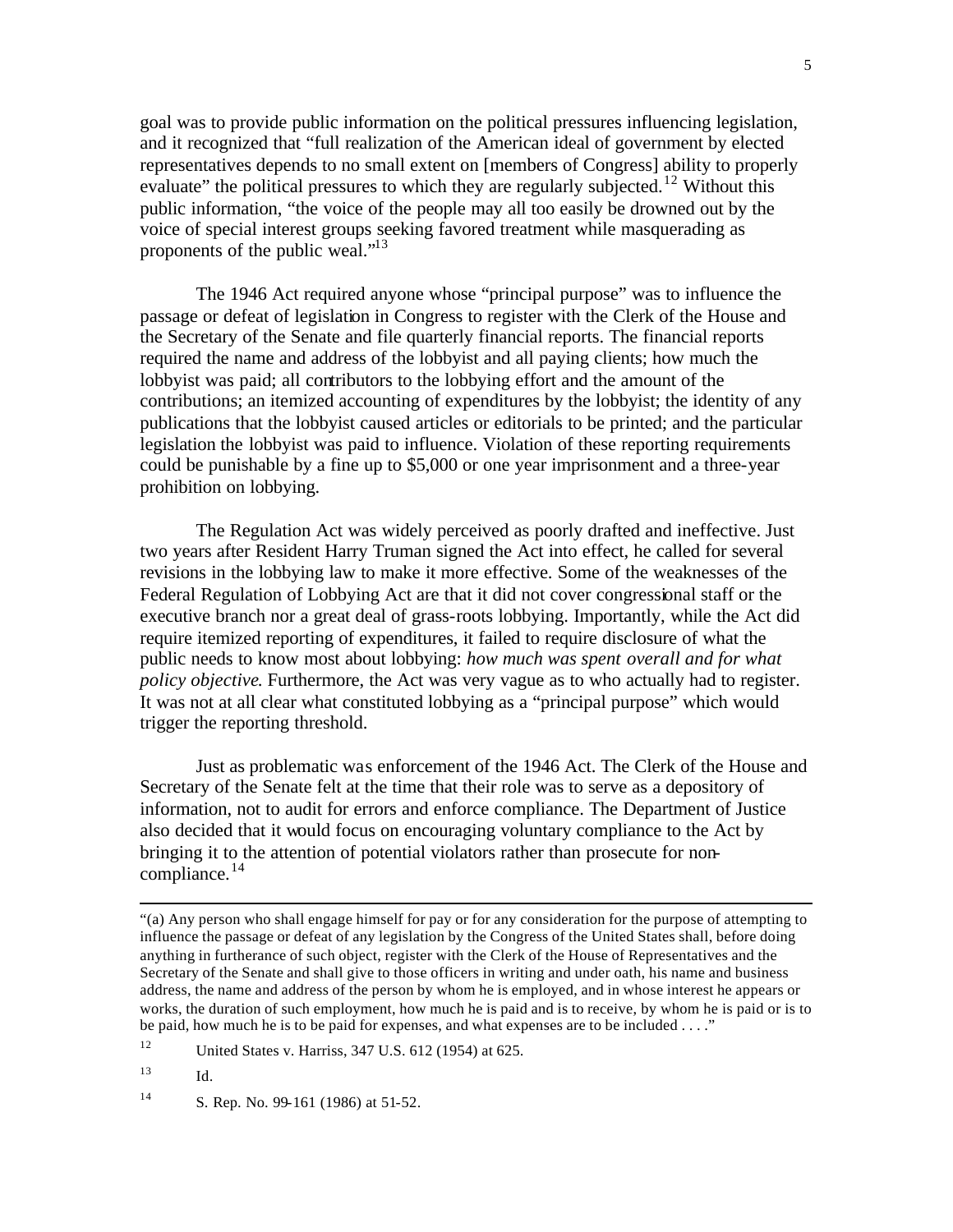goal was to provide public information on the political pressures influencing legislation, and it recognized that "full realization of the American ideal of government by elected representatives depends to no small extent on [members of Congress] ability to properly evaluate" the political pressures to which they are regularly subjected.[12] Without this public information, "the voice of the people may all too easily be drowned out by the voice of special interest groups seeking favored treatment while masquerading as proponents of the public weal."[13]

The 1946 Act required anyone whose "principal purpose" was to influence the passage or defeat of legislation in Congress to register with the Clerk of the House and the Secretary of the Senate and file quarterly financial reports. The financial reports required the name and address of the lobbyist and all paying clients; how much the lobbyist was paid; all contributors to the lobbying effort and the amount of the contributions; an itemized accounting of expenditures by the lobbyist; the identity of any publications that the lobbyist caused articles or editorials to be printed; and the particular legislation the lobbyist was paid to influence. Violation of these reporting requirements could be punishable by a fine up to $5,000 or one year imprisonment and a three-year prohibition on lobbying.

The Regulation Act was widely perceived as poorly drafted and ineffective. Just two years after Resident Harry Truman signed the Act into effect, he called for several revisions in the lobbying law to make it more effective. Some of the weaknesses of the Federal Regulation of Lobbying Act are that it did not cover congressional staff or the executive branch nor a great deal of grass-roots lobbying. Importantly, while the Act did require itemized reporting of expenditures, it failed to require disclosure of what the public needs to know most about lobbying: *how much was spent overall and for what policy objective*. Furthermore, the Act was very vague as to who actually had to register. It was not at all clear what constituted lobbying as a "principal purpose" which would trigger the reporting threshold.

Just as problematic was enforcement of the 1946 Act. The Clerk of the House and Secretary of the Senate felt at the time that their role was to serve as a depository of information, not to audit for errors and enforce compliance. The Department of Justice also decided that it would focus on encouraging voluntary compliance to the Act by bringing it to the attention of potential violators rather than prosecute for non-compliance.[14]

---

"(a) Any person who shall engage himself for pay or for any consideration for the purpose of attempting to influence the passage or defeat of any legislation by the Congress of the United States shall, before doing anything in furtherance of such object, register with the Clerk of the House of Representatives and the Secretary of the Senate and shall give to those officers in writing and under oath, his name and business address, the name and address of the person by whom he is employed, and in whose interest he appears or works, the duration of such employment, how much he is paid and is to receive, by whom he is paid or is to be paid, how much he is to be paid for expenses, and what expenses are to be included . . . ."

[12] United States v. Harriss, 347 U.S. 612 (1954) at 625.

[13] Id.

[14] S. Rep. No. 99-161 (1986) at 51-52.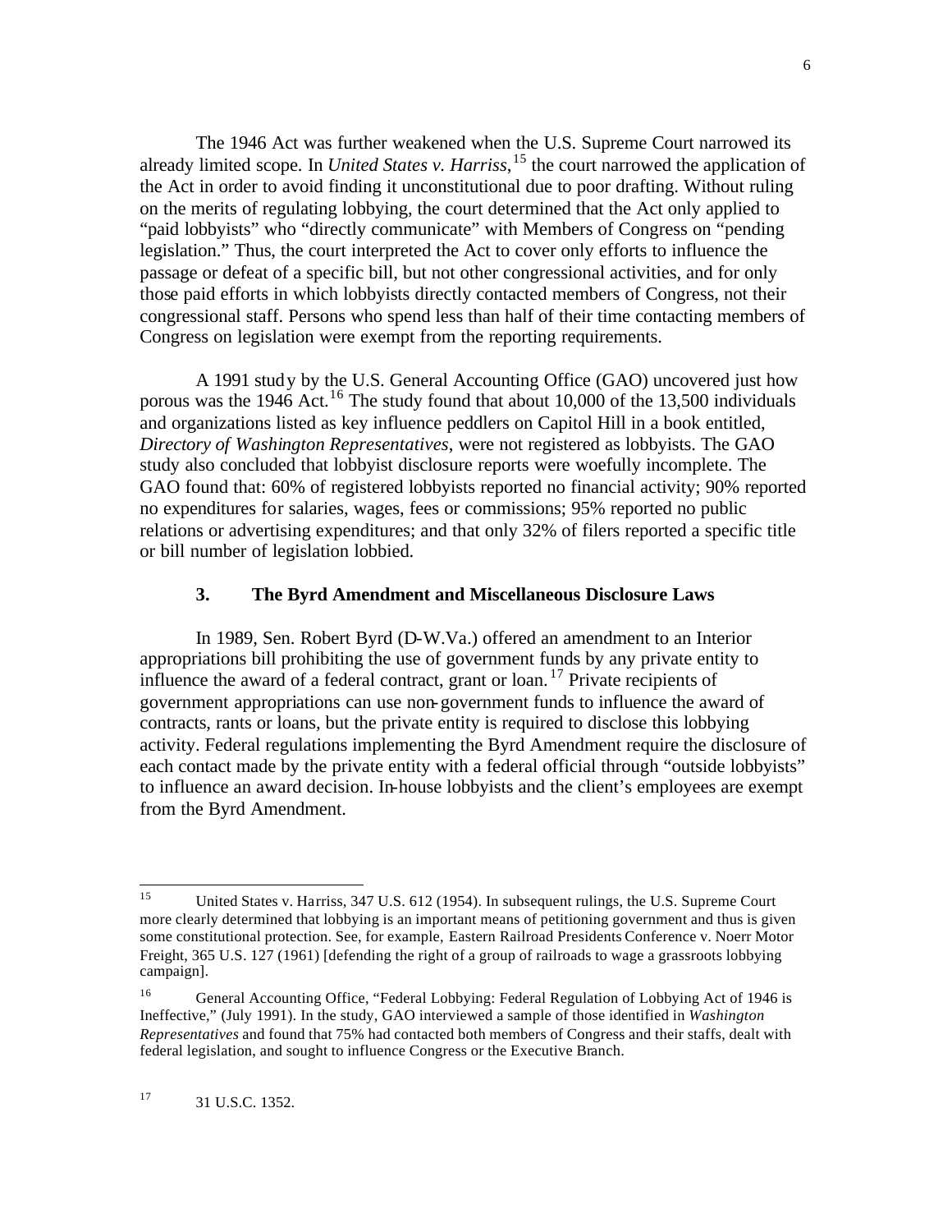The 1946 Act was further weakened when the U.S. Supreme Court narrowed its already limited scope. In *United States v. Harriss*,[15] the court narrowed the application of the Act in order to avoid finding it unconstitutional due to poor drafting. Without ruling on the merits of regulating lobbying, the court determined that the Act only applied to "paid lobbyists" who "directly communicate" with Members of Congress on "pending legislation." Thus, the court interpreted the Act to cover only efforts to influence the passage or defeat of a specific bill, but not other congressional activities, and for only those paid efforts in which lobbyists directly contacted members of Congress, not their congressional staff. Persons who spend less than half of their time contacting members of Congress on legislation were exempt from the reporting requirements.

A 1991 study by the U.S. General Accounting Office (GAO) uncovered just how porous was the 1946 Act.[16] The study found that about 10,000 of the 13,500 individuals and organizations listed as key influence peddlers on Capitol Hill in a book entitled, *Directory of Washington Representatives*, were not registered as lobbyists. The GAO study also concluded that lobbyist disclosure reports were woefully incomplete. The GAO found that: 60% of registered lobbyists reported no financial activity; 90% reported no expenditures for salaries, wages, fees or commissions; 95% reported no public relations or advertising expenditures; and that only 32% of filers reported a specific title or bill number of legislation lobbied.

### 3. The Byrd Amendment and Miscellaneous Disclosure Laws

In 1989, Sen. Robert Byrd (D-W.Va.) offered an amendment to an Interior appropriations bill prohibiting the use of government funds by any private entity to influence the award of a federal contract, grant or loan.[17] Private recipients of government appropriations can use non-government funds to influence the award of contracts, rants or loans, but the private entity is required to disclose this lobbying activity. Federal regulations implementing the Byrd Amendment require the disclosure of each contact made by the private entity with a federal official through "outside lobbyists" to influence an award decision. In-house lobbyists and the client's employees are exempt from the Byrd Amendment.

---

[15] United States v. Harriss, 347 U.S. 612 (1954). In subsequent rulings, the U.S. Supreme Court more clearly determined that lobbying is an important means of petitioning government and thus is given some constitutional protection. See, for example, Eastern Railroad Presidents Conference v. Noerr Motor Freight, 365 U.S. 127 (1961) [defending the right of a group of railroads to wage a grassroots lobbying campaign].

[16] General Accounting Office, "Federal Lobbying: Federal Regulation of Lobbying Act of 1946 is Ineffective," (July 1991). In the study, GAO interviewed a sample of those identified in *Washington Representatives* and found that 75% had contacted both members of Congress and their staffs, dealt with federal legislation, and sought to influence Congress or the Executive Branch.

[17] 31 U.S.C. 1352.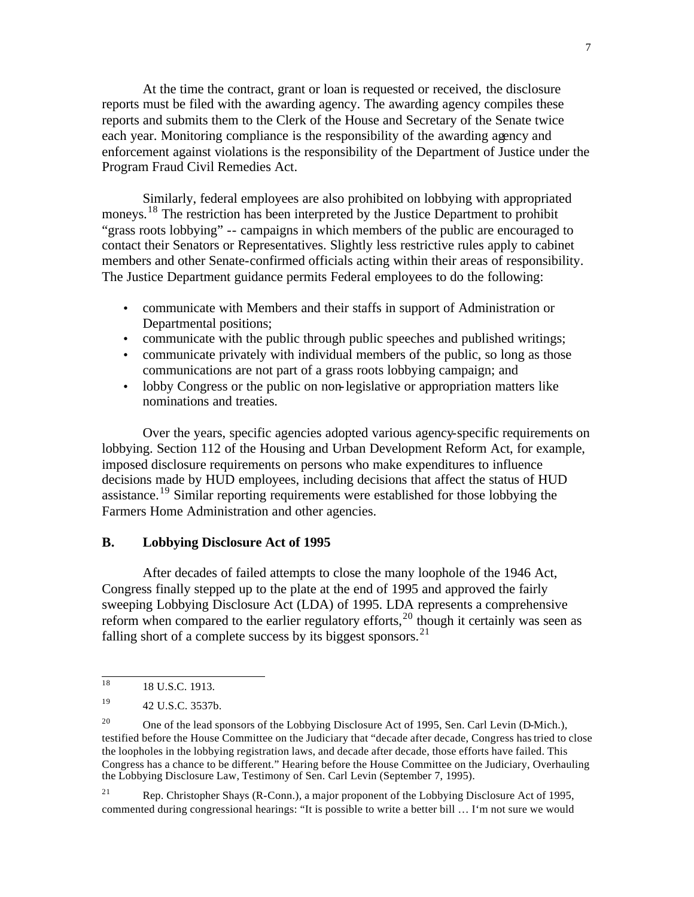At the time the contract, grant or loan is requested or received, the disclosure reports must be filed with the awarding agency. The awarding agency compiles these reports and submits them to the Clerk of the House and Secretary of the Senate twice each year. Monitoring compliance is the responsibility of the awarding agency and enforcement against violations is the responsibility of the Department of Justice under the Program Fraud Civil Remedies Act.

Similarly, federal employees are also prohibited on lobbying with appropriated moneys.[18] The restriction has been interpreted by the Justice Department to prohibit "grass roots lobbying" -- campaigns in which members of the public are encouraged to contact their Senators or Representatives. Slightly less restrictive rules apply to cabinet members and other Senate-confirmed officials acting within their areas of responsibility. The Justice Department guidance permits Federal employees to do the following:

- communicate with Members and their staffs in support of Administration or Departmental positions;
- communicate with the public through public speeches and published writings;
- communicate privately with individual members of the public, so long as those communications are not part of a grass roots lobbying campaign; and
- lobby Congress or the public on non-legislative or appropriation matters like nominations and treaties.

Over the years, specific agencies adopted various agency-specific requirements on lobbying. Section 112 of the Housing and Urban Development Reform Act, for example, imposed disclosure requirements on persons who make expenditures to influence decisions made by HUD employees, including decisions that affect the status of HUD assistance.[19] Similar reporting requirements were established for those lobbying the Farmers Home Administration and other agencies.

### B. Lobbying Disclosure Act of 1995

After decades of failed attempts to close the many loophole of the 1946 Act, Congress finally stepped up to the plate at the end of 1995 and approved the fairly sweeping Lobbying Disclosure Act (LDA) of 1995. LDA represents a comprehensive reform when compared to the earlier regulatory efforts,[20] though it certainly was seen as falling short of a complete success by its biggest sponsors.[21]

---

[18] 18 U.S.C. 1913.

[19] 42 U.S.C. 3537b.

[20] One of the lead sponsors of the Lobbying Disclosure Act of 1995, Sen. Carl Levin (D-Mich.), testified before the House Committee on the Judiciary that "decade after decade, Congress has tried to close the loopholes in the lobbying registration laws, and decade after decade, those efforts have failed. This Congress has a chance to be different." Hearing before the House Committee on the Judiciary, Overhauling the Lobbying Disclosure Law, Testimony of Sen. Carl Levin (September 7, 1995).

[21] Rep. Christopher Shays (R-Conn.), a major proponent of the Lobbying Disclosure Act of 1995, commented during congressional hearings: "It is possible to write a better bill … I'm not sure we would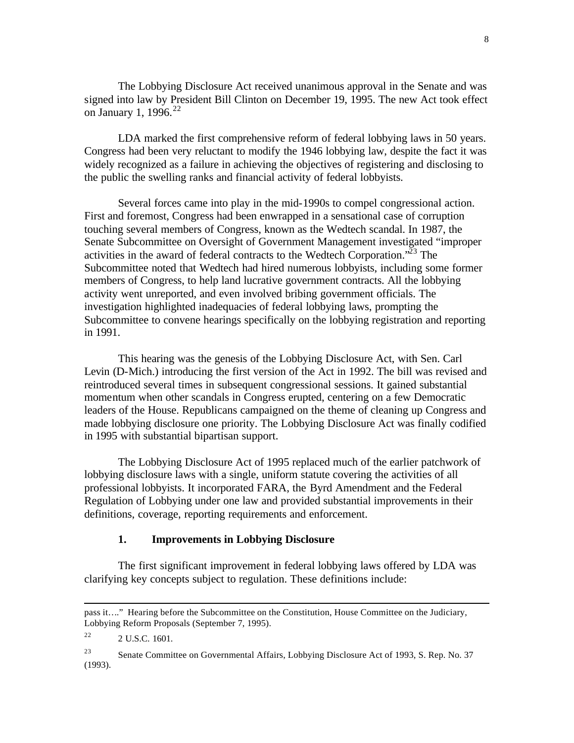The Lobbying Disclosure Act received unanimous approval in the Senate and was signed into law by President Bill Clinton on December 19, 1995. The new Act took effect on January 1, 1996.[22]

LDA marked the first comprehensive reform of federal lobbying laws in 50 years. Congress had been very reluctant to modify the 1946 lobbying law, despite the fact it was widely recognized as a failure in achieving the objectives of registering and disclosing to the public the swelling ranks and financial activity of federal lobbyists.

Several forces came into play in the mid-1990s to compel congressional action. First and foremost, Congress had been enwrapped in a sensational case of corruption touching several members of Congress, known as the Wedtech scandal. In 1987, the Senate Subcommittee on Oversight of Government Management investigated "improper activities in the award of federal contracts to the Wedtech Corporation."[23] The Subcommittee noted that Wedtech had hired numerous lobbyists, including some former members of Congress, to help land lucrative government contracts. All the lobbying activity went unreported, and even involved bribing government officials. The investigation highlighted inadequacies of federal lobbying laws, prompting the Subcommittee to convene hearings specifically on the lobbying registration and reporting in 1991.

This hearing was the genesis of the Lobbying Disclosure Act, with Sen. Carl Levin (D-Mich.) introducing the first version of the Act in 1992. The bill was revised and reintroduced several times in subsequent congressional sessions. It gained substantial momentum when other scandals in Congress erupted, centering on a few Democratic leaders of the House. Republicans campaigned on the theme of cleaning up Congress and made lobbying disclosure one priority. The Lobbying Disclosure Act was finally codified in 1995 with substantial bipartisan support.

The Lobbying Disclosure Act of 1995 replaced much of the earlier patchwork of lobbying disclosure laws with a single, uniform statute covering the activities of all professional lobbyists. It incorporated FARA, the Byrd Amendment and the Federal Regulation of Lobbying under one law and provided substantial improvements in their definitions, coverage, reporting requirements and enforcement.

### 1. Improvements in Lobbying Disclosure

The first significant improvement in federal lobbying laws offered by LDA was clarifying key concepts subject to regulation. These definitions include:

---

pass it…." Hearing before the Subcommittee on the Constitution, House Committee on the Judiciary, Lobbying Reform Proposals (September 7, 1995).

[22] 2 U.S.C. 1601.

[23] Senate Committee on Governmental Affairs, Lobbying Disclosure Act of 1993, S. Rep. No. 37 (1993).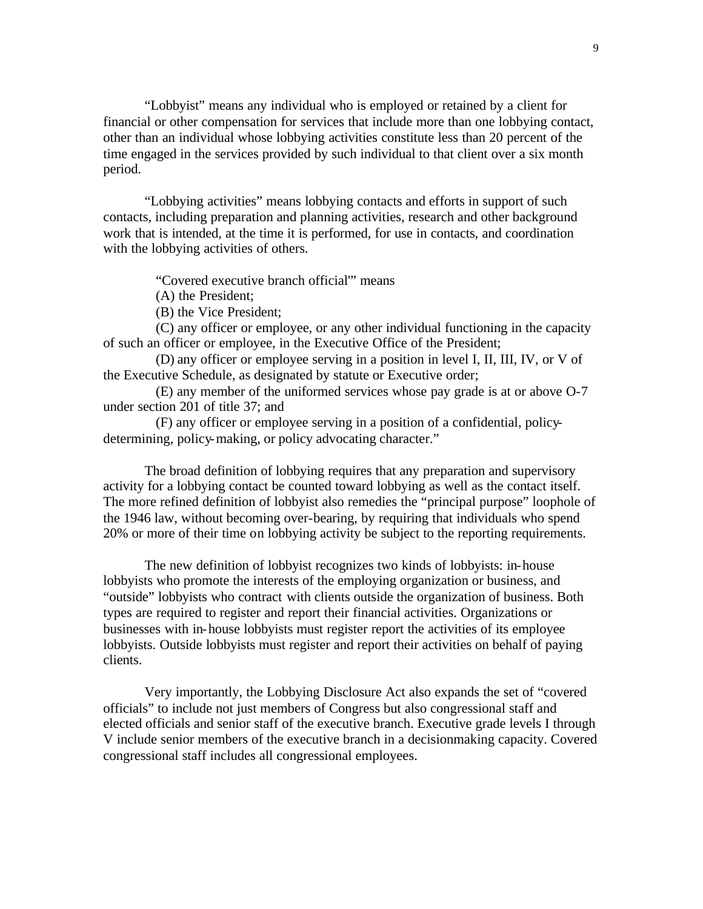"Lobbyist" means any individual who is employed or retained by a client for financial or other compensation for services that include more than one lobbying contact, other than an individual whose lobbying activities constitute less than 20 percent of the time engaged in the services provided by such individual to that client over a six month period.

"Lobbying activities" means lobbying contacts and efforts in support of such contacts, including preparation and planning activities, research and other background work that is intended, at the time it is performed, for use in contacts, and coordination with the lobbying activities of others.

"Covered executive branch official'" means

(A) the President;

(B) the Vice President;

(C) any officer or employee, or any other individual functioning in the capacity of such an officer or employee, in the Executive Office of the President;

(D) any officer or employee serving in a position in level I, II, III, IV, or V of the Executive Schedule, as designated by statute or Executive order;

(E) any member of the uniformed services whose pay grade is at or above O-7 under section 201 of title 37; and

(F) any officer or employee serving in a position of a confidential, policy-determining, policy-making, or policy advocating character."

The broad definition of lobbying requires that any preparation and supervisory activity for a lobbying contact be counted toward lobbying as well as the contact itself. The more refined definition of lobbyist also remedies the "principal purpose" loophole of the 1946 law, without becoming over-bearing, by requiring that individuals who spend 20% or more of their time on lobbying activity be subject to the reporting requirements.

The new definition of lobbyist recognizes two kinds of lobbyists: in-house lobbyists who promote the interests of the employing organization or business, and "outside" lobbyists who contract with clients outside the organization of business. Both types are required to register and report their financial activities. Organizations or businesses with in-house lobbyists must register report the activities of its employee lobbyists. Outside lobbyists must register and report their activities on behalf of paying clients.

Very importantly, the Lobbying Disclosure Act also expands the set of "covered officials" to include not just members of Congress but also congressional staff and elected officials and senior staff of the executive branch. Executive grade levels I through V include senior members of the executive branch in a decisionmaking capacity. Covered congressional staff includes all congressional employees.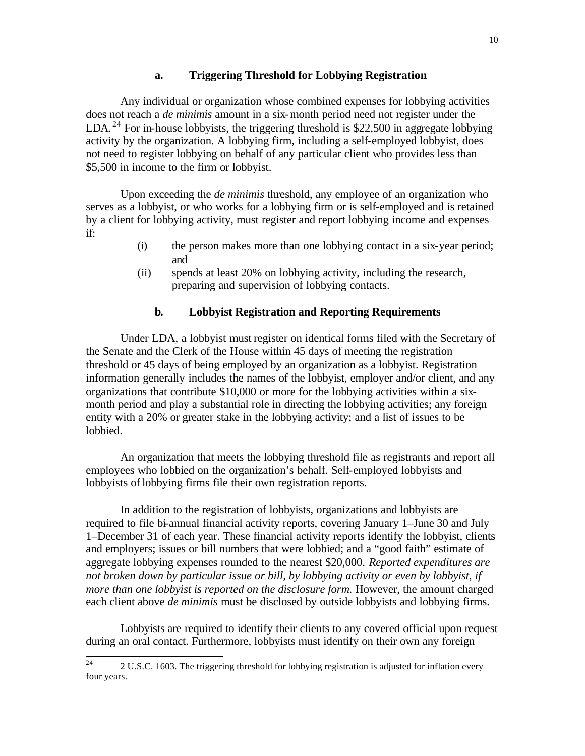### a. Triggering Threshold for Lobbying Registration

Any individual or organization whose combined expenses for lobbying activities does not reach a *de minimis* amount in a six-month period need not register under the LDA.[24] For in-house lobbyists, the triggering threshold is $22,500 in aggregate lobbying activity by the organization. A lobbying firm, including a self-employed lobbyist, does not need to register lobbying on behalf of any particular client who provides less than $5,500 in income to the firm or lobbyist.

Upon exceeding the *de minimis* threshold, any employee of an organization who serves as a lobbyist, or who works for a lobbying firm or is self-employed and is retained by a client for lobbying activity, must register and report lobbying income and expenses if:

- (i) the person makes more than one lobbying contact in a six-year period; and
- (ii) spends at least 20% on lobbying activity, including the research, preparing and supervision of lobbying contacts.

### b. Lobbyist Registration and Reporting Requirements

Under LDA, a lobbyist must register on identical forms filed with the Secretary of the Senate and the Clerk of the House within 45 days of meeting the registration threshold or 45 days of being employed by an organization as a lobbyist. Registration information generally includes the names of the lobbyist, employer and/or client, and any organizations that contribute $10,000 or more for the lobbying activities within a six-month period and play a substantial role in directing the lobbying activities; any foreign entity with a 20% or greater stake in the lobbying activity; and a list of issues to be lobbied.

An organization that meets the lobbying threshold file as registrants and report all employees who lobbied on the organization's behalf. Self-employed lobbyists and lobbyists of lobbying firms file their own registration reports.

In addition to the registration of lobbyists, organizations and lobbyists are required to file bi-annual financial activity reports, covering January 1–June 30 and July 1–December 31 of each year. These financial activity reports identify the lobbyist, clients and employers; issues or bill numbers that were lobbied; and a "good faith" estimate of aggregate lobbying expenses rounded to the nearest $20,000. *Reported expenditures are not broken down by particular issue or bill, by lobbying activity or even by lobbyist, if more than one lobbyist is reported on the disclosure form.* However, the amount charged each client above *de minimis* must be disclosed by outside lobbyists and lobbying firms.

Lobbyists are required to identify their clients to any covered official upon request during an oral contact. Furthermore, lobbyists must identify on their own any foreign

---

[24] 2 U.S.C. 1603. The triggering threshold for lobbying registration is adjusted for inflation every four years.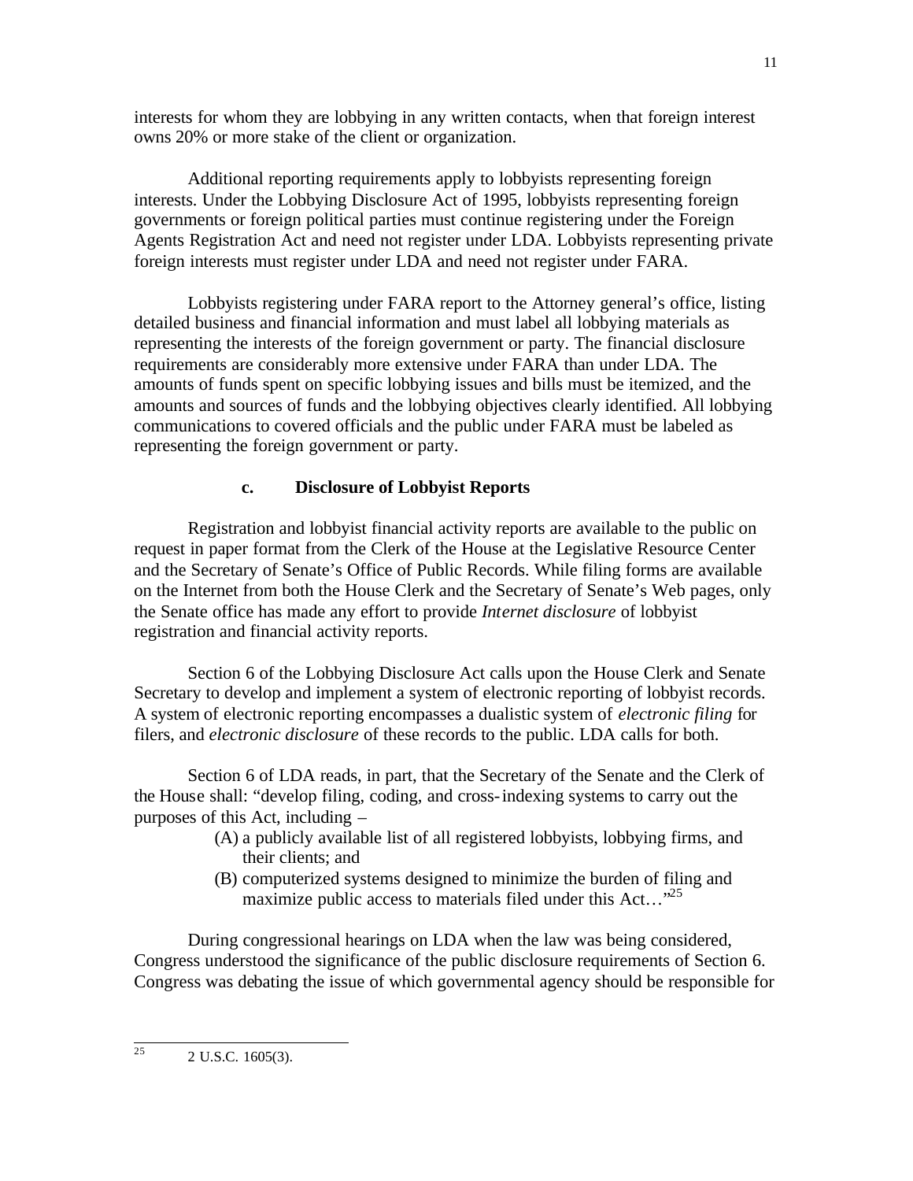interests for whom they are lobbying in any written contacts, when that foreign interest owns 20% or more stake of the client or organization.

Additional reporting requirements apply to lobbyists representing foreign interests. Under the Lobbying Disclosure Act of 1995, lobbyists representing foreign governments or foreign political parties must continue registering under the Foreign Agents Registration Act and need not register under LDA. Lobbyists representing private foreign interests must register under LDA and need not register under FARA.

Lobbyists registering under FARA report to the Attorney general's office, listing detailed business and financial information and must label all lobbying materials as representing the interests of the foreign government or party. The financial disclosure requirements are considerably more extensive under FARA than under LDA. The amounts of funds spent on specific lobbying issues and bills must be itemized, and the amounts and sources of funds and the lobbying objectives clearly identified. All lobbying communications to covered officials and the public under FARA must be labeled as representing the foreign government or party.

### c. Disclosure of Lobbyist Reports

Registration and lobbyist financial activity reports are available to the public on request in paper format from the Clerk of the House at the Legislative Resource Center and the Secretary of Senate's Office of Public Records. While filing forms are available on the Internet from both the House Clerk and the Secretary of Senate's Web pages, only the Senate office has made any effort to provide *Internet disclosure* of lobbyist registration and financial activity reports.

Section 6 of the Lobbying Disclosure Act calls upon the House Clerk and Senate Secretary to develop and implement a system of electronic reporting of lobbyist records. A system of electronic reporting encompasses a dualistic system of *electronic filing* for filers, and *electronic disclosure* of these records to the public. LDA calls for both.

Section 6 of LDA reads, in part, that the Secretary of the Senate and the Clerk of the House shall: "develop filing, coding, and cross-indexing systems to carry out the purposes of this Act, including –

> (A) a publicly available list of all registered lobbyists, lobbying firms, and their clients; and
> (B) computerized systems designed to minimize the burden of filing and maximize public access to materials filed under this Act…"[25]

During congressional hearings on LDA when the law was being considered, Congress understood the significance of the public disclosure requirements of Section 6. Congress was debating the issue of which governmental agency should be responsible for

---

[25] 2 U.S.C. 1605(3).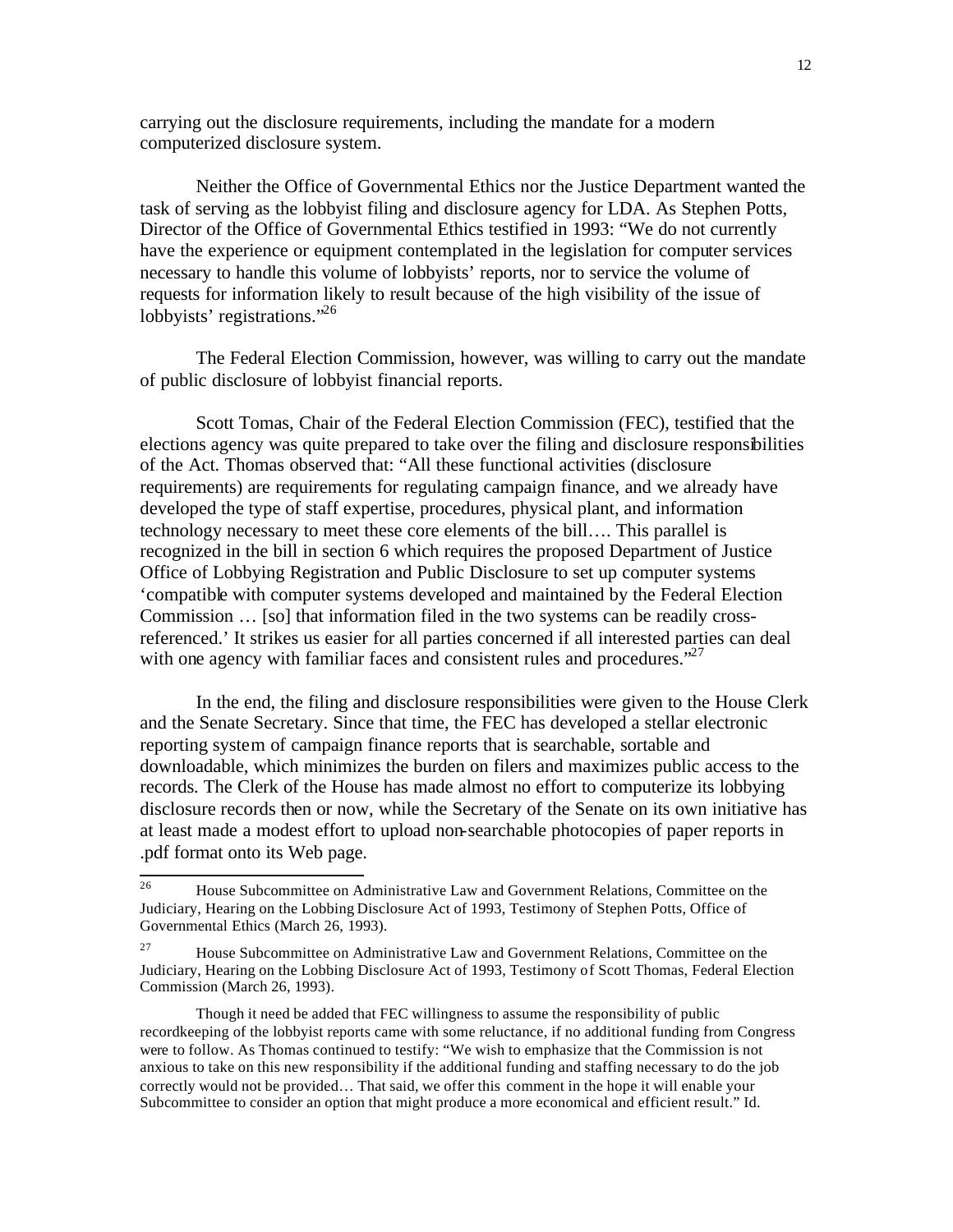carrying out the disclosure requirements, including the mandate for a modern computerized disclosure system.

Neither the Office of Governmental Ethics nor the Justice Department wanted the task of serving as the lobbyist filing and disclosure agency for LDA. As Stephen Potts, Director of the Office of Governmental Ethics testified in 1993: "We do not currently have the experience or equipment contemplated in the legislation for computer services necessary to handle this volume of lobbyists' reports, nor to service the volume of requests for information likely to result because of the high visibility of the issue of lobbyists' registrations."[26]

The Federal Election Commission, however, was willing to carry out the mandate of public disclosure of lobbyist financial reports.

Scott Tomas, Chair of the Federal Election Commission (FEC), testified that the elections agency was quite prepared to take over the filing and disclosure responsibilities of the Act. Thomas observed that: "All these functional activities (disclosure requirements) are requirements for regulating campaign finance, and we already have developed the type of staff expertise, procedures, physical plant, and information technology necessary to meet these core elements of the bill…. This parallel is recognized in the bill in section 6 which requires the proposed Department of Justice Office of Lobbying Registration and Public Disclosure to set up computer systems 'compatible with computer systems developed and maintained by the Federal Election Commission … [so] that information filed in the two systems can be readily cross-referenced.' It strikes us easier for all parties concerned if all interested parties can deal with one agency with familiar faces and consistent rules and procedures."[27]

In the end, the filing and disclosure responsibilities were given to the House Clerk and the Senate Secretary. Since that time, the FEC has developed a stellar electronic reporting system of campaign finance reports that is searchable, sortable and downloadable, which minimizes the burden on filers and maximizes public access to the records. The Clerk of the House has made almost no effort to computerize its lobbying disclosure records then or now, while the Secretary of the Senate on its own initiative has at least made a modest effort to upload non-searchable photocopies of paper reports in .pdf format onto its Web page.

---

[26] House Subcommittee on Administrative Law and Government Relations, Committee on the Judiciary, Hearing on the Lobbing Disclosure Act of 1993, Testimony of Stephen Potts, Office of Governmental Ethics (March 26, 1993).

[27] House Subcommittee on Administrative Law and Government Relations, Committee on the Judiciary, Hearing on the Lobbing Disclosure Act of 1993, Testimony of Scott Thomas, Federal Election Commission (March 26, 1993).

Though it need be added that FEC willingness to assume the responsibility of public recordkeeping of the lobbyist reports came with some reluctance, if no additional funding from Congress were to follow. As Thomas continued to testify: "We wish to emphasize that the Commission is not anxious to take on this new responsibility if the additional funding and staffing necessary to do the job correctly would not be provided… That said, we offer this comment in the hope it will enable your Subcommittee to consider an option that might produce a more economical and efficient result." Id.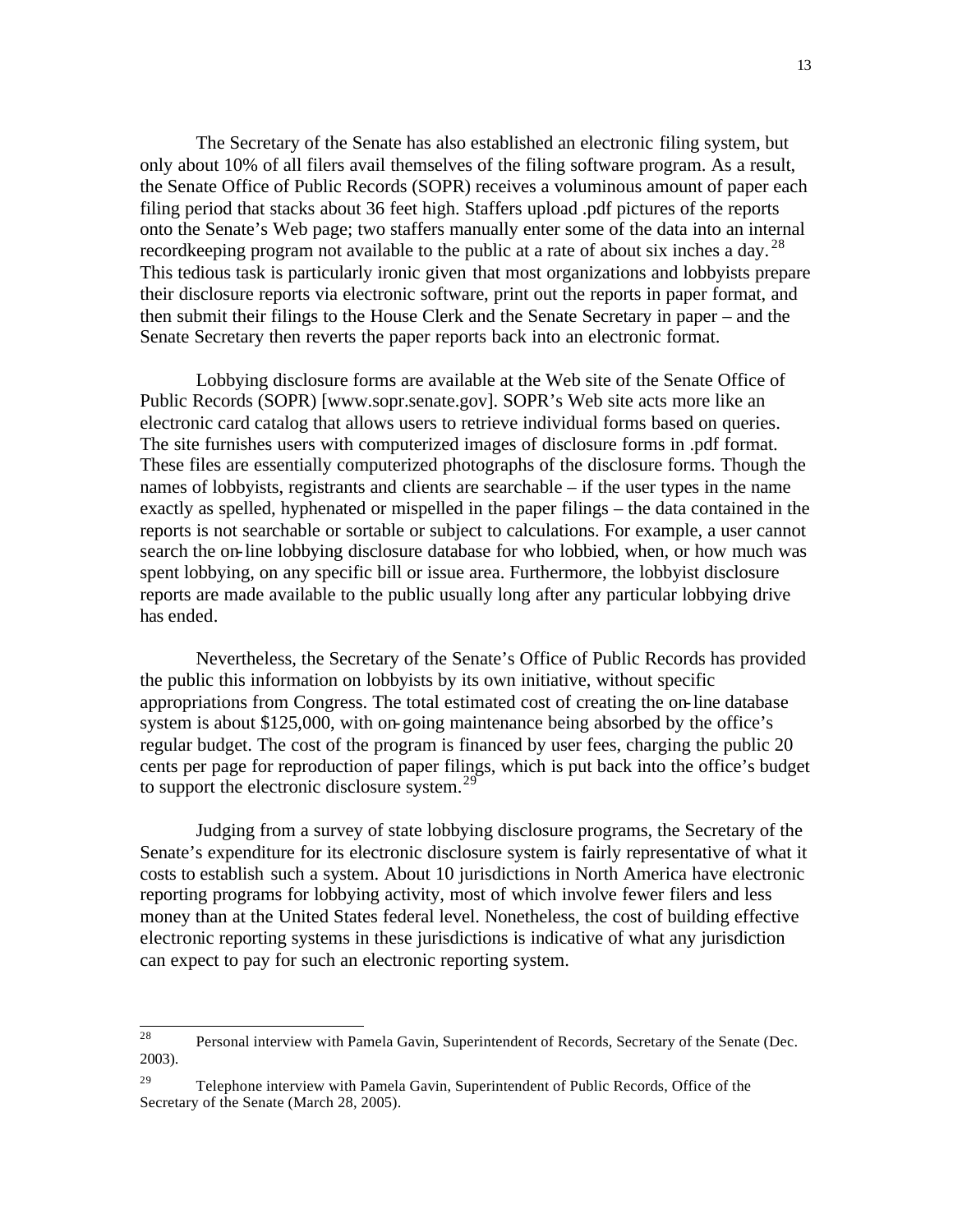The Secretary of the Senate has also established an electronic filing system, but only about 10% of all filers avail themselves of the filing software program. As a result, the Senate Office of Public Records (SOPR) receives a voluminous amount of paper each filing period that stacks about 36 feet high. Staffers upload .pdf pictures of the reports onto the Senate's Web page; two staffers manually enter some of the data into an internal recordkeeping program not available to the public at a rate of about six inches a day.[28] This tedious task is particularly ironic given that most organizations and lobbyists prepare their disclosure reports via electronic software, print out the reports in paper format, and then submit their filings to the House Clerk and the Senate Secretary in paper – and the Senate Secretary then reverts the paper reports back into an electronic format.

Lobbying disclosure forms are available at the Web site of the Senate Office of Public Records (SOPR) [www.sopr.senate.gov]. SOPR's Web site acts more like an electronic card catalog that allows users to retrieve individual forms based on queries. The site furnishes users with computerized images of disclosure forms in .pdf format. These files are essentially computerized photographs of the disclosure forms. Though the names of lobbyists, registrants and clients are searchable – if the user types in the name exactly as spelled, hyphenated or mispelled in the paper filings – the data contained in the reports is not searchable or sortable or subject to calculations. For example, a user cannot search the on-line lobbying disclosure database for who lobbied, when, or how much was spent lobbying, on any specific bill or issue area. Furthermore, the lobbyist disclosure reports are made available to the public usually long after any particular lobbying drive has ended.

Nevertheless, the Secretary of the Senate's Office of Public Records has provided the public this information on lobbyists by its own initiative, without specific appropriations from Congress. The total estimated cost of creating the on-line database system is about $125,000, with on-going maintenance being absorbed by the office's regular budget. The cost of the program is financed by user fees, charging the public 20 cents per page for reproduction of paper filings, which is put back into the office's budget to support the electronic disclosure system.[29]

Judging from a survey of state lobbying disclosure programs, the Secretary of the Senate's expenditure for its electronic disclosure system is fairly representative of what it costs to establish such a system. About 10 jurisdictions in North America have electronic reporting programs for lobbying activity, most of which involve fewer filers and less money than at the United States federal level. Nonetheless, the cost of building effective electronic reporting systems in these jurisdictions is indicative of what any jurisdiction can expect to pay for such an electronic reporting system.

---

[28] Personal interview with Pamela Gavin, Superintendent of Records, Secretary of the Senate (Dec. 2003).

[29] Telephone interview with Pamela Gavin, Superintendent of Public Records, Office of the Secretary of the Senate (March 28, 2005).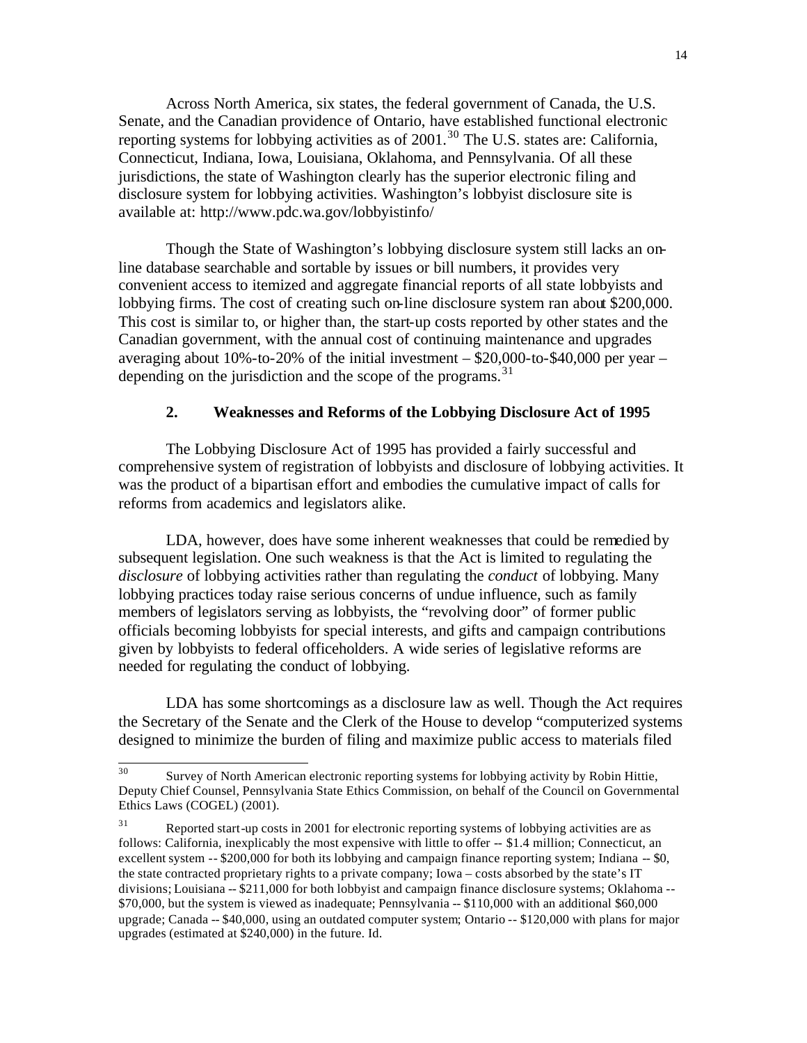Across North America, six states, the federal government of Canada, the U.S. Senate, and the Canadian providence of Ontario, have established functional electronic reporting systems for lobbying activities as of 2001.[30] The U.S. states are: California, Connecticut, Indiana, Iowa, Louisiana, Oklahoma, and Pennsylvania. Of all these jurisdictions, the state of Washington clearly has the superior electronic filing and disclosure system for lobbying activities. Washington's lobbyist disclosure site is available at: http://www.pdc.wa.gov/lobbyistinfo/

Though the State of Washington's lobbying disclosure system still lacks an on-line database searchable and sortable by issues or bill numbers, it provides very convenient access to itemized and aggregate financial reports of all state lobbyists and lobbying firms. The cost of creating such on-line disclosure system ran about $200,000. This cost is similar to, or higher than, the start-up costs reported by other states and the Canadian government, with the annual cost of continuing maintenance and upgrades averaging about 10%-to-20% of the initial investment – $20,000-to-$40,000 per year – depending on the jurisdiction and the scope of the programs.[31]

### 2. Weaknesses and Reforms of the Lobbying Disclosure Act of 1995

The Lobbying Disclosure Act of 1995 has provided a fairly successful and comprehensive system of registration of lobbyists and disclosure of lobbying activities. It was the product of a bipartisan effort and embodies the cumulative impact of calls for reforms from academics and legislators alike.

LDA, however, does have some inherent weaknesses that could be remedied by subsequent legislation. One such weakness is that the Act is limited to regulating the *disclosure* of lobbying activities rather than regulating the *conduct* of lobbying. Many lobbying practices today raise serious concerns of undue influence, such as family members of legislators serving as lobbyists, the "revolving door" of former public officials becoming lobbyists for special interests, and gifts and campaign contributions given by lobbyists to federal officeholders. A wide series of legislative reforms are needed for regulating the conduct of lobbying.

LDA has some shortcomings as a disclosure law as well. Though the Act requires the Secretary of the Senate and the Clerk of the House to develop "computerized systems designed to minimize the burden of filing and maximize public access to materials filed

---

[30] Survey of North American electronic reporting systems for lobbying activity by Robin Hittie, Deputy Chief Counsel, Pennsylvania State Ethics Commission, on behalf of the Council on Governmental Ethics Laws (COGEL) (2001).

[31] Reported start-up costs in 2001 for electronic reporting systems of lobbying activities are as follows: California, inexplicably the most expensive with little to offer -- $1.4 million; Connecticut, an excellent system -- $200,000 for both its lobbying and campaign finance reporting system; Indiana -- $0, the state contracted proprietary rights to a private company; Iowa – costs absorbed by the state's IT divisions; Louisiana -- $211,000 for both lobbyist and campaign finance disclosure systems; Oklahoma -- $70,000, but the system is viewed as inadequate; Pennsylvania -- $110,000 with an additional $60,000 upgrade; Canada -- $40,000, using an outdated computer system; Ontario -- $120,000 with plans for major upgrades (estimated at $240,000) in the future. Id.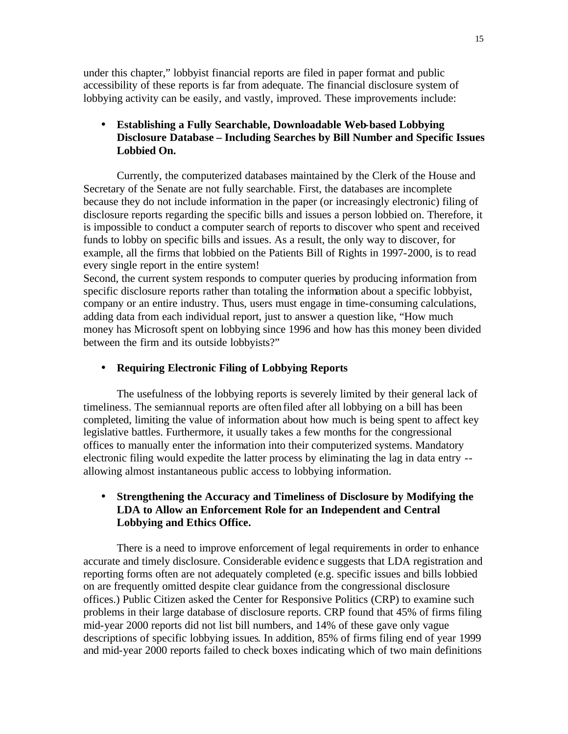under this chapter," lobbyist financial reports are filed in paper format and public accessibility of these reports is far from adequate. The financial disclosure system of lobbying activity can be easily, and vastly, improved. These improvements include:

- **Establishing a Fully Searchable, Downloadable Web-based Lobbying Disclosure Database – Including Searches by Bill Number and Specific Issues Lobbied On.**

Currently, the computerized databases maintained by the Clerk of the House and Secretary of the Senate are not fully searchable. First, the databases are incomplete because they do not include information in the paper (or increasingly electronic) filing of disclosure reports regarding the specific bills and issues a person lobbied on. Therefore, it is impossible to conduct a computer search of reports to discover who spent and received funds to lobby on specific bills and issues. As a result, the only way to discover, for example, all the firms that lobbied on the Patients Bill of Rights in 1997-2000, is to read every single report in the entire system!

Second, the current system responds to computer queries by producing information from specific disclosure reports rather than totaling the information about a specific lobbyist, company or an entire industry. Thus, users must engage in time-consuming calculations, adding data from each individual report, just to answer a question like, "How much money has Microsoft spent on lobbying since 1996 and how has this money been divided between the firm and its outside lobbyists?"

- **Requiring Electronic Filing of Lobbying Reports**

The usefulness of the lobbying reports is severely limited by their general lack of timeliness. The semiannual reports are often filed after all lobbying on a bill has been completed, limiting the value of information about how much is being spent to affect key legislative battles. Furthermore, it usually takes a few months for the congressional offices to manually enter the information into their computerized systems. Mandatory electronic filing would expedite the latter process by eliminating the lag in data entry -- allowing almost instantaneous public access to lobbying information.

- **Strengthening the Accuracy and Timeliness of Disclosure by Modifying the LDA to Allow an Enforcement Role for an Independent and Central Lobbying and Ethics Office.**

There is a need to improve enforcement of legal requirements in order to enhance accurate and timely disclosure. Considerable evidence suggests that LDA registration and reporting forms often are not adequately completed (e.g. specific issues and bills lobbied on are frequently omitted despite clear guidance from the congressional disclosure offices.) Public Citizen asked the Center for Responsive Politics (CRP) to examine such problems in their large database of disclosure reports. CRP found that 45% of firms filing mid-year 2000 reports did not list bill numbers, and 14% of these gave only vague descriptions of specific lobbying issues. In addition, 85% of firms filing end of year 1999 and mid-year 2000 reports failed to check boxes indicating which of two main definitions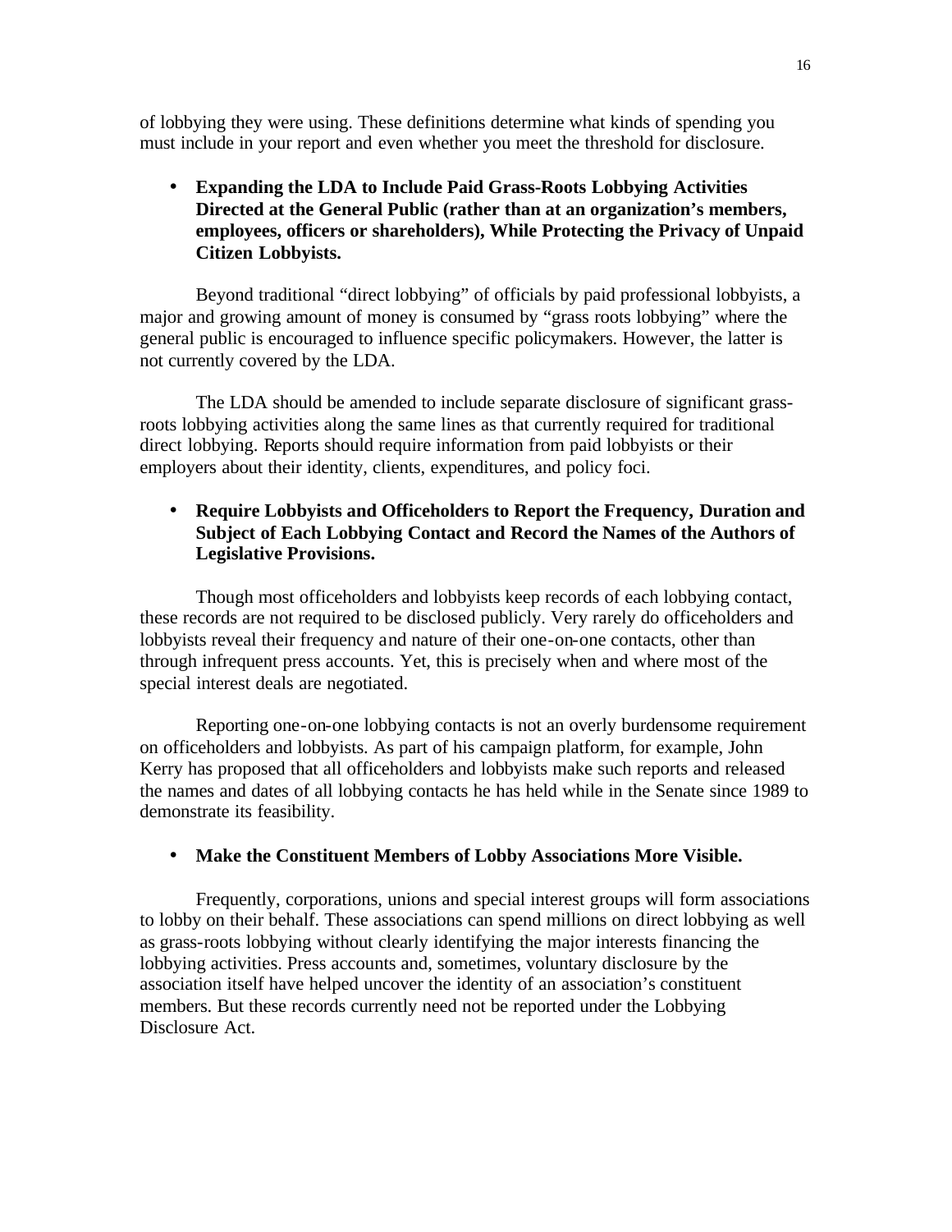of lobbying they were using. These definitions determine what kinds of spending you must include in your report and even whether you meet the threshold for disclosure.

- **Expanding the LDA to Include Paid Grass-Roots Lobbying Activities Directed at the General Public (rather than at an organization's members, employees, officers or shareholders), While Protecting the Privacy of Unpaid Citizen Lobbyists.**

Beyond traditional "direct lobbying" of officials by paid professional lobbyists, a major and growing amount of money is consumed by "grass roots lobbying" where the general public is encouraged to influence specific policymakers. However, the latter is not currently covered by the LDA.

The LDA should be amended to include separate disclosure of significant grass-roots lobbying activities along the same lines as that currently required for traditional direct lobbying. Reports should require information from paid lobbyists or their employers about their identity, clients, expenditures, and policy foci.

- **Require Lobbyists and Officeholders to Report the Frequency, Duration and Subject of Each Lobbying Contact and Record the Names of the Authors of Legislative Provisions.**

Though most officeholders and lobbyists keep records of each lobbying contact, these records are not required to be disclosed publicly. Very rarely do officeholders and lobbyists reveal their frequency and nature of their one-on-one contacts, other than through infrequent press accounts. Yet, this is precisely when and where most of the special interest deals are negotiated.

Reporting one-on-one lobbying contacts is not an overly burdensome requirement on officeholders and lobbyists. As part of his campaign platform, for example, John Kerry has proposed that all officeholders and lobbyists make such reports and released the names and dates of all lobbying contacts he has held while in the Senate since 1989 to demonstrate its feasibility.

- **Make the Constituent Members of Lobby Associations More Visible.**

Frequently, corporations, unions and special interest groups will form associations to lobby on their behalf. These associations can spend millions on direct lobbying as well as grass-roots lobbying without clearly identifying the major interests financing the lobbying activities. Press accounts and, sometimes, voluntary disclosure by the association itself have helped uncover the identity of an association's constituent members. But these records currently need not be reported under the Lobbying Disclosure Act.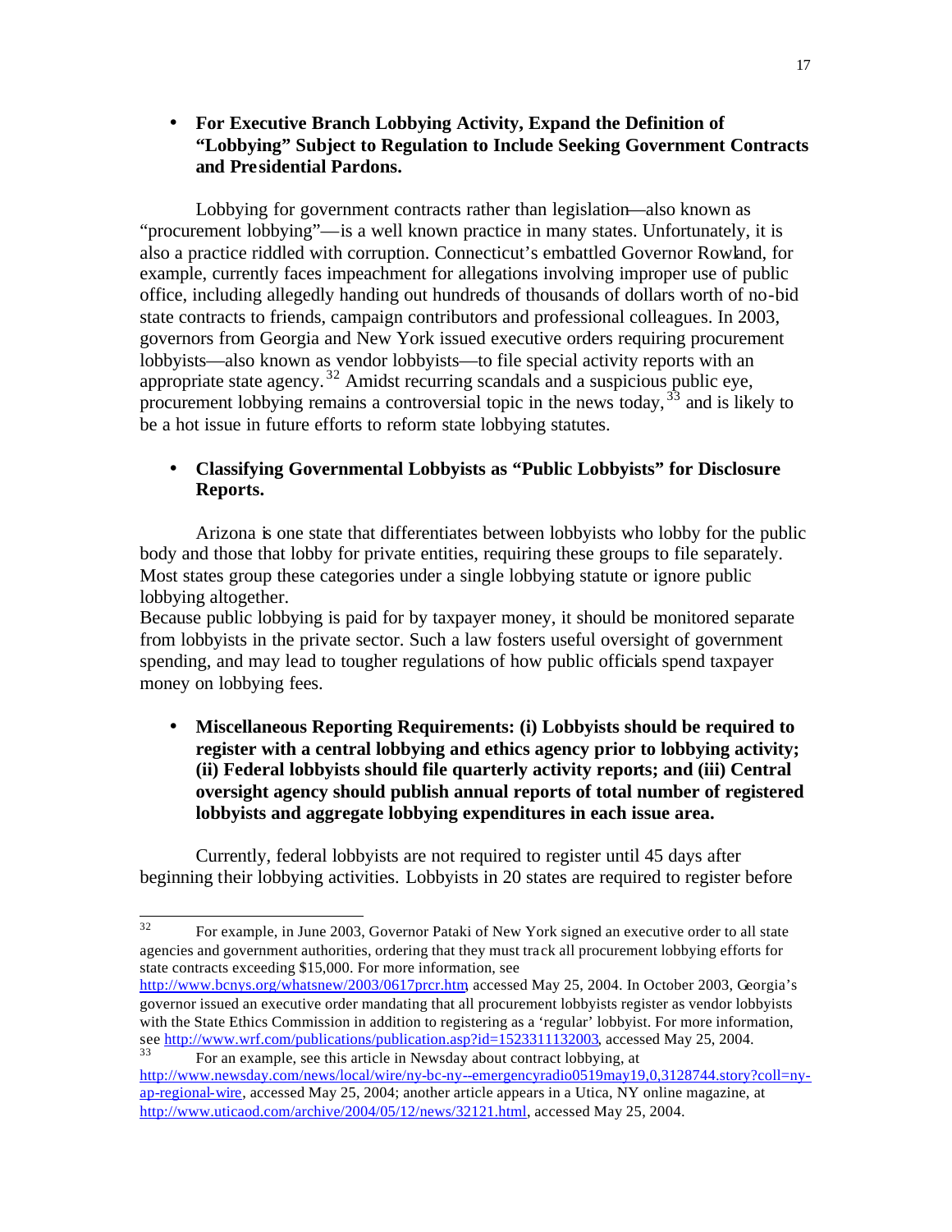- **For Executive Branch Lobbying Activity, Expand the Definition of "Lobbying" Subject to Regulation to Include Seeking Government Contracts and Presidential Pardons.**

Lobbying for government contracts rather than legislation—also known as "procurement lobbying"—is a well known practice in many states. Unfortunately, it is also a practice riddled with corruption. Connecticut's embattled Governor Rowland, for example, currently faces impeachment for allegations involving improper use of public office, including allegedly handing out hundreds of thousands of dollars worth of no-bid state contracts to friends, campaign contributors and professional colleagues. In 2003, governors from Georgia and New York issued executive orders requiring procurement lobbyists—also known as vendor lobbyists—to file special activity reports with an appropriate state agency.[32] Amidst recurring scandals and a suspicious public eye, procurement lobbying remains a controversial topic in the news today,[33] and is likely to be a hot issue in future efforts to reform state lobbying statutes.

- **Classifying Governmental Lobbyists as "Public Lobbyists" for Disclosure Reports.**

Arizona is one state that differentiates between lobbyists who lobby for the public body and those that lobby for private entities, requiring these groups to file separately. Most states group these categories under a single lobbying statute or ignore public lobbying altogether.
Because public lobbying is paid for by taxpayer money, it should be monitored separate from lobbyists in the private sector. Such a law fosters useful oversight of government spending, and may lead to tougher regulations of how public officials spend taxpayer money on lobbying fees.

- **Miscellaneous Reporting Requirements: (i) Lobbyists should be required to register with a central lobbying and ethics agency prior to lobbying activity; (ii) Federal lobbyists should file quarterly activity reports; and (iii) Central oversight agency should publish annual reports of total number of registered lobbyists and aggregate lobbying expenditures in each issue area.**

Currently, federal lobbyists are not required to register until 45 days after beginning their lobbying activities. Lobbyists in 20 states are required to register before

---

[32] For example, in June 2003, Governor Pataki of New York signed an executive order to all state agencies and government authorities, ordering that they must track all procurement lobbying efforts for state contracts exceeding $15,000. For more information, see http://www.bcnys.org/whatsnew/2003/0617prcr.htm, accessed May 25, 2004. In October 2003, Georgia's governor issued an executive order mandating that all procurement lobbyists register as vendor lobbyists with the State Ethics Commission in addition to registering as a 'regular' lobbyist. For more information, see http://www.wrf.com/publications/publication.asp?id=1523311132003, accessed May 25, 2004.

[33] For an example, see this article in Newsday about contract lobbying, at http://www.newsday.com/news/local/wire/ny-bc-ny--emergencyradio0519may19,0,3128744.story?coll=ny-ap-regional-wire, accessed May 25, 2004; another article appears in a Utica, NY online magazine, at http://www.uticaod.com/archive/2004/05/12/news/32121.html, accessed May 25, 2004.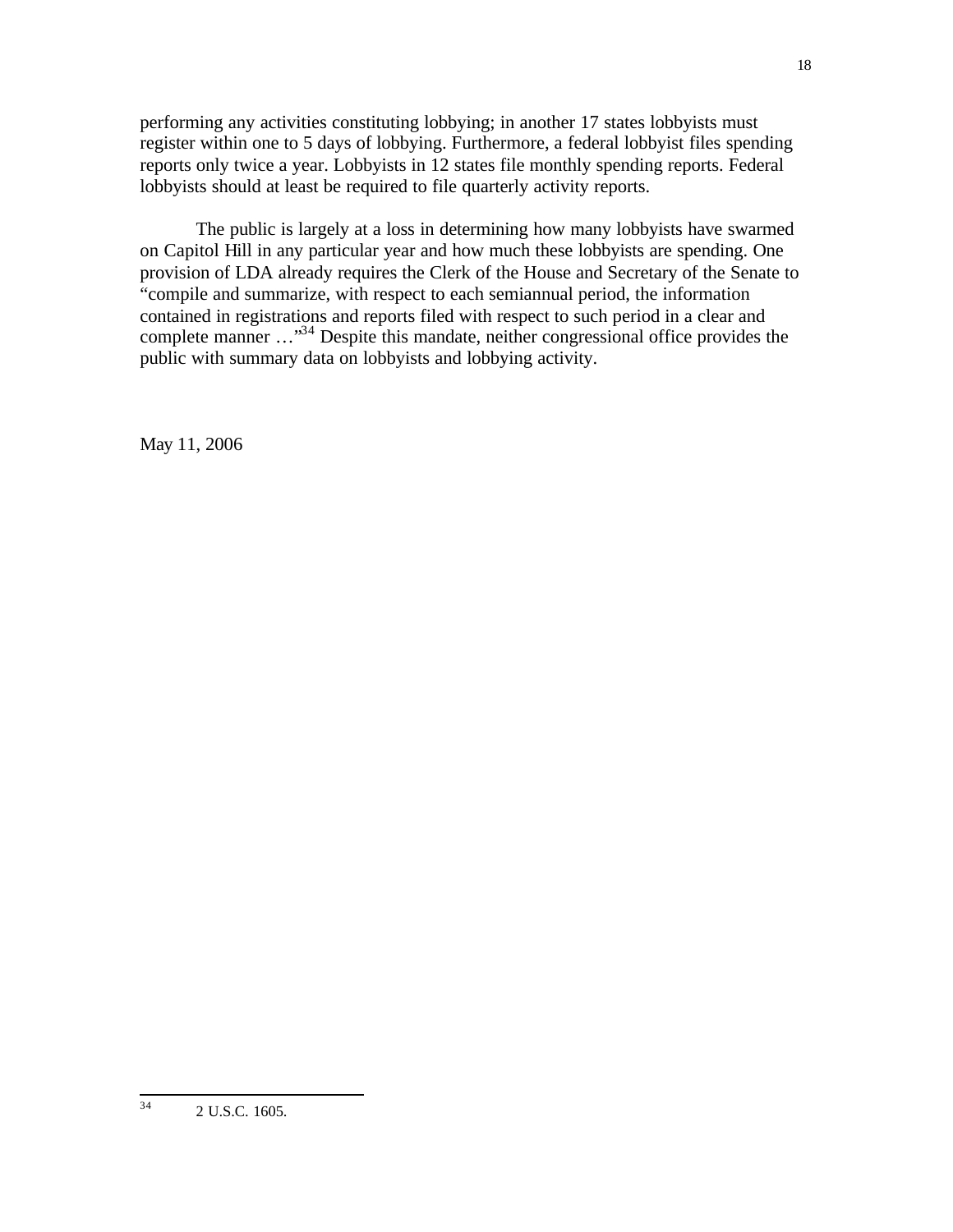performing any activities constituting lobbying; in another 17 states lobbyists must register within one to 5 days of lobbying. Furthermore, a federal lobbyist files spending reports only twice a year. Lobbyists in 12 states file monthly spending reports. Federal lobbyists should at least be required to file quarterly activity reports.

The public is largely at a loss in determining how many lobbyists have swarmed on Capitol Hill in any particular year and how much these lobbyists are spending. One provision of LDA already requires the Clerk of the House and Secretary of the Senate to "compile and summarize, with respect to each semiannual period, the information contained in registrations and reports filed with respect to such period in a clear and complete manner …"[34] Despite this mandate, neither congressional office provides the public with summary data on lobbyists and lobbying activity.

May 11, 2006

---

[34] 2 U.S.C. 1605.